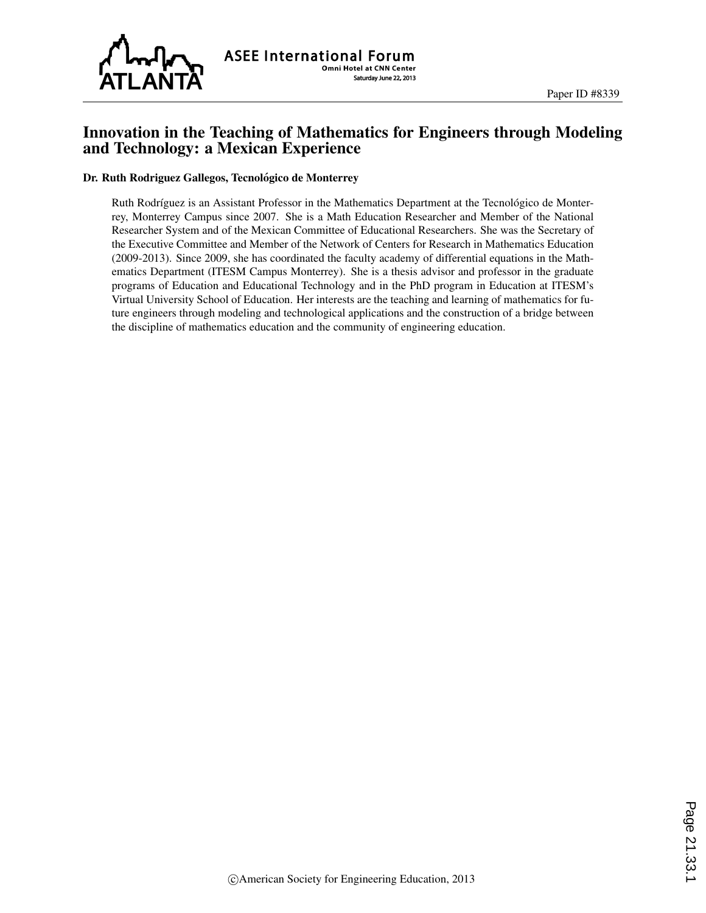Paper ID #8339

# Innovation in the Teaching of Mathematics for Engineers through Modeling and Technology: a Mexican Experience

**Dr. Ruth Rodriguez Gallegos, Tecnológico de Monterrey**

Ruth Rodríguez is an Assistant Professor in the Mathematics Department at the Tecnológico de Monterrey, Monterrey Campus since 2007. She is a Math Education Researcher and Member of the National Researcher System and of the Mexican Committee of Educational Researchers. She was the Secretary of the Executive Committee and Member of the Network of Centers for Research in Mathematics Education (2009-2013). Since 2009, she has coordinated the faculty academy of differential equations in the Mathematics Department (ITESM Campus Monterrey). She is a thesis advisor and professor in the graduate programs of Education and Educational Technology and in the PhD program in Education at ITESM's Virtual University School of Education. Her interests are the teaching and learning of mathematics for future engineers through modeling and technological applications and the construction of a bridge between the discipline of mathematics education and the community of engineering education.

©American Society for Engineering Education, 2013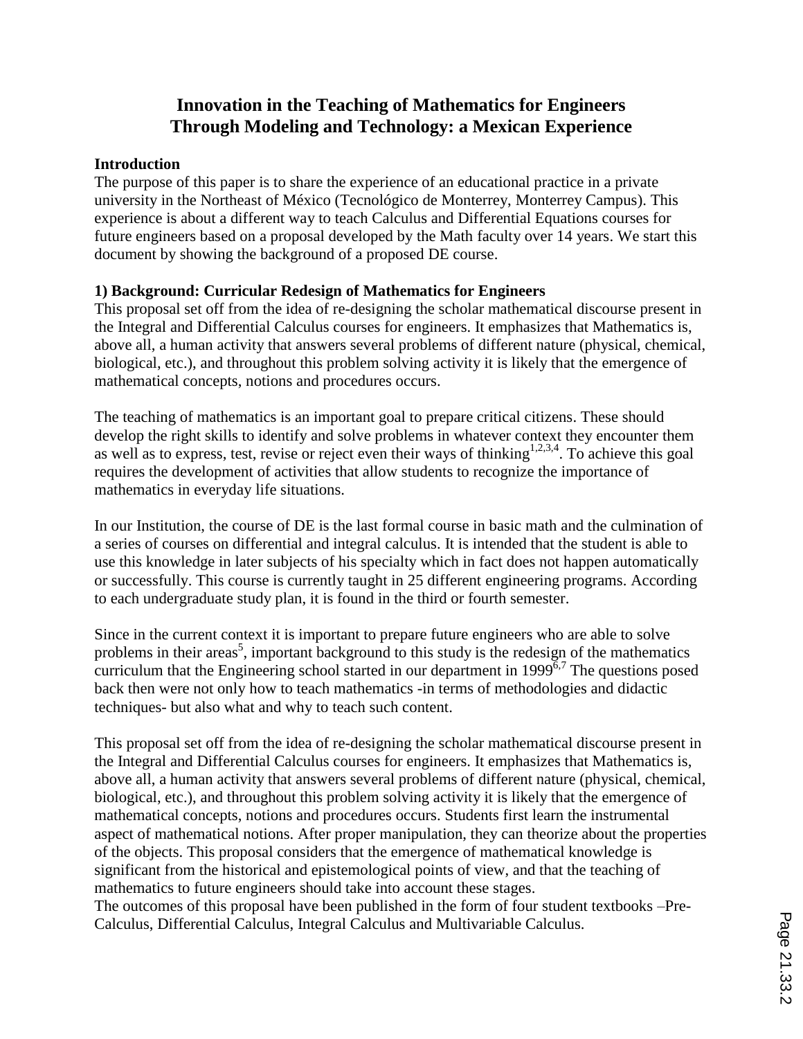# Innovation in the Teaching of Mathematics for Engineers Through Modeling and Technology: a Mexican Experience

## Introduction

The purpose of this paper is to share the experience of an educational practice in a private university in the Northeast of México (Tecnológico de Monterrey, Monterrey Campus). This experience is about a different way to teach Calculus and Differential Equations courses for future engineers based on a proposal developed by the Math faculty over 14 years. We start this document by showing the background of a proposed DE course.

## 1) Background: Curricular Redesign of Mathematics for Engineers

This proposal set off from the idea of re-designing the scholar mathematical discourse present in the Integral and Differential Calculus courses for engineers. It emphasizes that Mathematics is, above all, a human activity that answers several problems of different nature (physical, chemical, biological, etc.), and throughout this problem solving activity it is likely that the emergence of mathematical concepts, notions and procedures occurs.

The teaching of mathematics is an important goal to prepare critical citizens. These should develop the right skills to identify and solve problems in whatever context they encounter them as well as to express, test, revise or reject even their ways of thinking[1,2,3,4]. To achieve this goal requires the development of activities that allow students to recognize the importance of mathematics in everyday life situations.

In our Institution, the course of DE is the last formal course in basic math and the culmination of a series of courses on differential and integral calculus. It is intended that the student is able to use this knowledge in later subjects of his specialty which in fact does not happen automatically or successfully. This course is currently taught in 25 different engineering programs. According to each undergraduate study plan, it is found in the third or fourth semester.

Since in the current context it is important to prepare future engineers who are able to solve problems in their areas[5], important background to this study is the redesign of the mathematics curriculum that the Engineering school started in our department in 1999[6,7] The questions posed back then were not only how to teach mathematics -in terms of methodologies and didactic techniques- but also what and why to teach such content.

This proposal set off from the idea of re-designing the scholar mathematical discourse present in the Integral and Differential Calculus courses for engineers. It emphasizes that Mathematics is, above all, a human activity that answers several problems of different nature (physical, chemical, biological, etc.), and throughout this problem solving activity it is likely that the emergence of mathematical concepts, notions and procedures occurs. Students first learn the instrumental aspect of mathematical notions. After proper manipulation, they can theorize about the properties of the objects. This proposal considers that the emergence of mathematical knowledge is significant from the historical and epistemological points of view, and that the teaching of mathematics to future engineers should take into account these stages.

The outcomes of this proposal have been published in the form of four student textbooks –Pre-Calculus, Differential Calculus, Integral Calculus and Multivariable Calculus.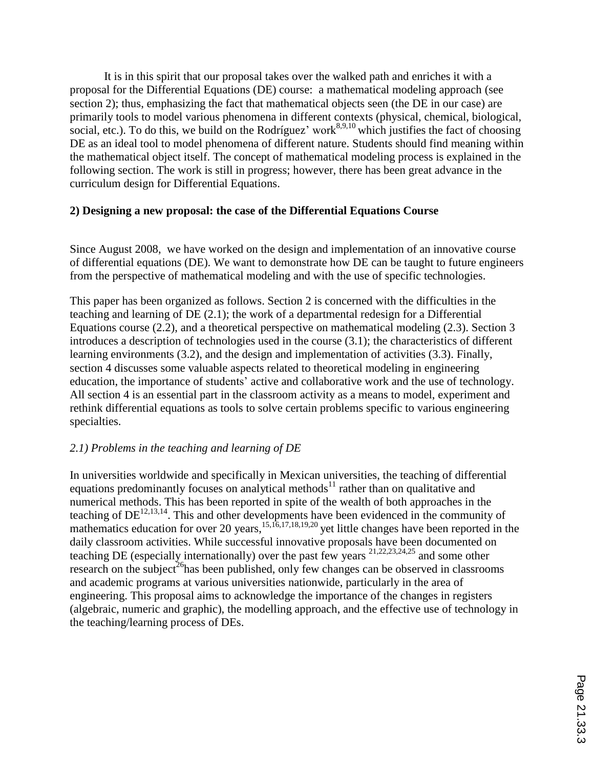It is in this spirit that our proposal takes over the walked path and enriches it with a proposal for the Differential Equations (DE) course: a mathematical modeling approach (see section 2); thus, emphasizing the fact that mathematical objects seen (the DE in our case) are primarily tools to model various phenomena in different contexts (physical, chemical, biological, social, etc.). To do this, we build on the Rodríguez' work[8,9,10] which justifies the fact of choosing DE as an ideal tool to model phenomena of different nature. Students should find meaning within the mathematical object itself. The concept of mathematical modeling process is explained in the following section. The work is still in progress; however, there has been great advance in the curriculum design for Differential Equations.

## 2) Designing a new proposal: the case of the Differential Equations Course

Since August 2008, we have worked on the design and implementation of an innovative course of differential equations (DE). We want to demonstrate how DE can be taught to future engineers from the perspective of mathematical modeling and with the use of specific technologies.

This paper has been organized as follows. Section 2 is concerned with the difficulties in the teaching and learning of DE (2.1); the work of a departmental redesign for a Differential Equations course (2.2), and a theoretical perspective on mathematical modeling (2.3). Section 3 introduces a description of technologies used in the course (3.1); the characteristics of different learning environments (3.2), and the design and implementation of activities (3.3). Finally, section 4 discusses some valuable aspects related to theoretical modeling in engineering education, the importance of students' active and collaborative work and the use of technology. All section 4 is an essential part in the classroom activity as a means to model, experiment and rethink differential equations as tools to solve certain problems specific to various engineering specialties.

### *2.1) Problems in the teaching and learning of DE*

In universities worldwide and specifically in Mexican universities, the teaching of differential equations predominantly focuses on analytical methods[11] rather than on qualitative and numerical methods. This has been reported in spite of the wealth of both approaches in the teaching of DE[12,13,14]. This and other developments have been evidenced in the community of mathematics education for over 20 years,[15,16,17,18,19,20] yet little changes have been reported in the daily classroom activities. While successful innovative proposals have been documented on teaching DE (especially internationally) over the past few years [21,22,23,24,25] and some other research on the subject[26] has been published, only few changes can be observed in classrooms and academic programs at various universities nationwide, particularly in the area of engineering. This proposal aims to acknowledge the importance of the changes in registers (algebraic, numeric and graphic), the modelling approach, and the effective use of technology in the teaching/learning process of DEs.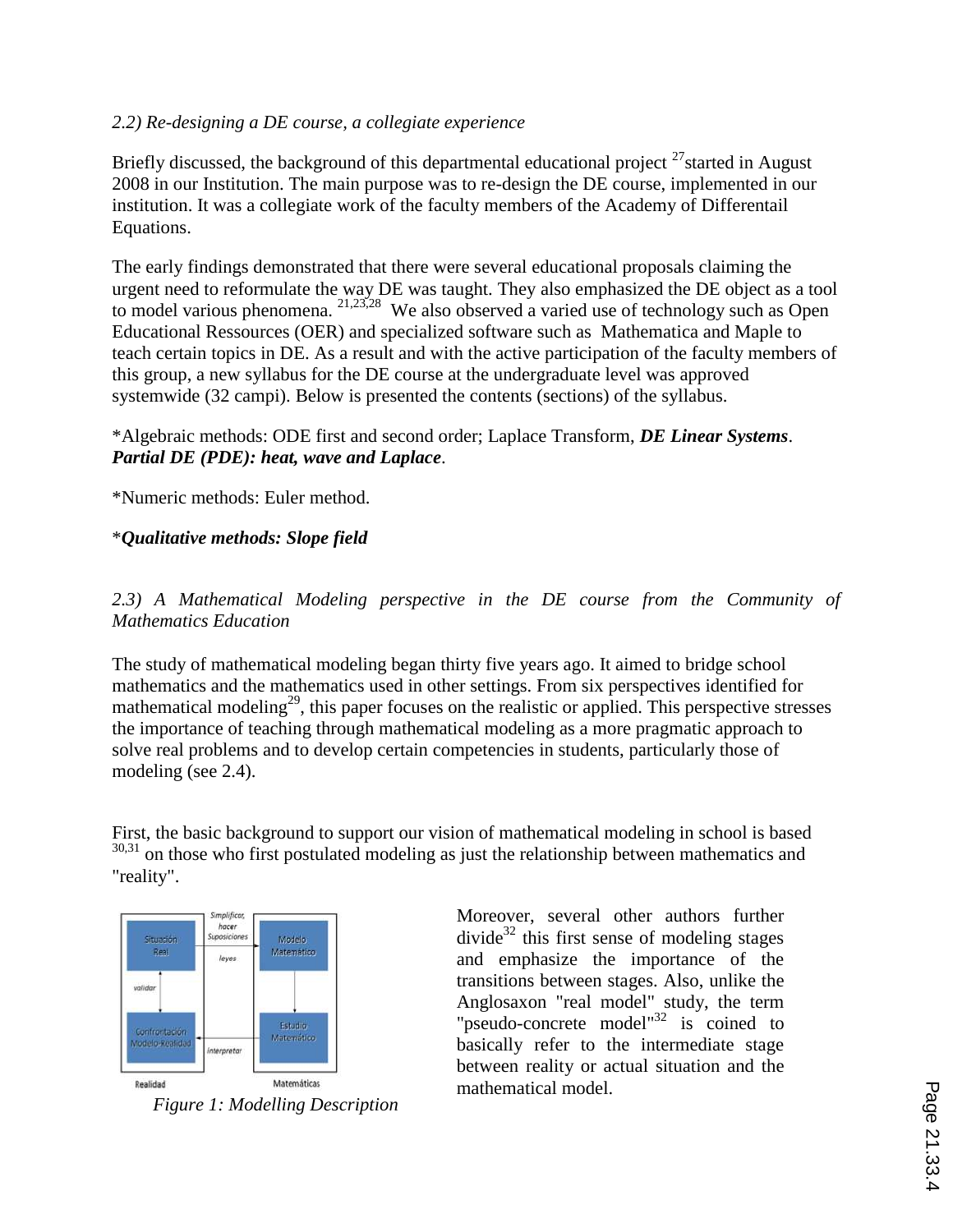*2.2) Re-designing a DE course, a collegiate experience*

Briefly discussed, the background of this departmental educational project [27]started in August 2008 in our Institution. The main purpose was to re-design the DE course, implemented in our institution. It was a collegiate work of the faculty members of the Academy of Differentail Equations.

The early findings demonstrated that there were several educational proposals claiming the urgent need to reformulate the way DE was taught. They also emphasized the DE object as a tool to model various phenomena. [21,23,28] We also observed a varied use of technology such as Open Educational Ressources (OER) and specialized software such as Mathematica and Maple to teach certain topics in DE. As a result and with the active participation of the faculty members of this group, a new syllabus for the DE course at the undergraduate level was approved systemwide (32 campi). Below is presented the contents (sections) of the syllabus.

*Algebraic methods: ODE first and second order; Laplace Transform, ***DE Linear Systems***. ***Partial DE (PDE): heat, wave and Laplace***.

*Numeric methods: Euler method.

****Qualitative methods: Slope field***

*2.3) A Mathematical Modeling perspective in the DE course from the Community of Mathematics Education*

The study of mathematical modeling began thirty five years ago. It aimed to bridge school mathematics and the mathematics used in other settings. From six perspectives identified for mathematical modeling[29], this paper focuses on the realistic or applied. This perspective stresses the importance of teaching through mathematical modeling as a more pragmatic approach to solve real problems and to develop certain competencies in students, particularly those of modeling (see 2.4).

First, the basic background to support our vision of mathematical modeling in school is based [30,31] on those who first postulated modeling as just the relationship between mathematics and "reality".

*Figure 1: Modelling Description*

Moreover, several other authors further divide[32] this first sense of modeling stages and emphasize the importance of the transitions between stages. Also, unlike the Anglosaxon "real model" study, the term "pseudo-concrete model"[32] is coined to basically refer to the intermediate stage between reality or actual situation and the mathematical model.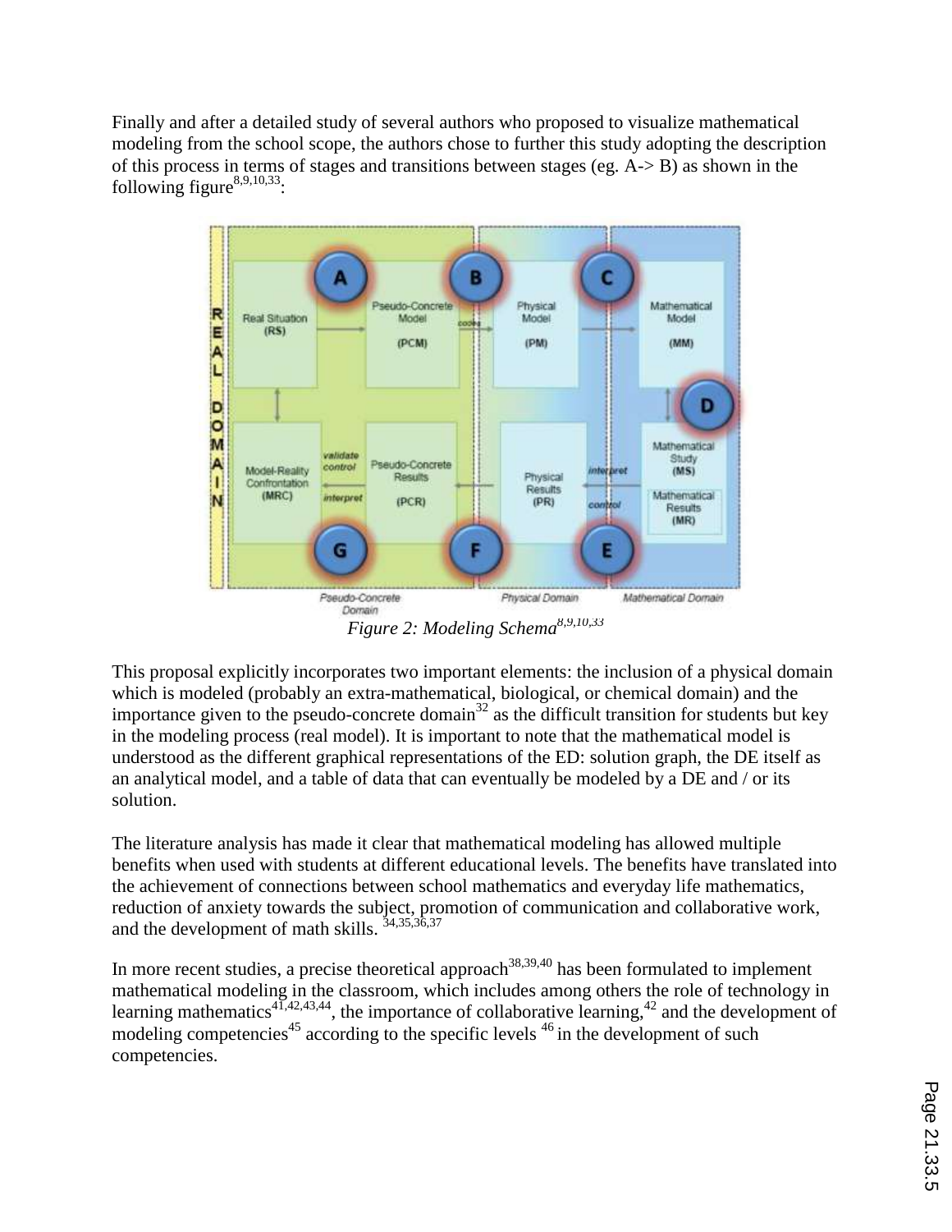Finally and after a detailed study of several authors who proposed to visualize mathematical modeling from the school scope, the authors chose to further this study adopting the description of this process in terms of stages and transitions between stages (eg. A-> B) as shown in the following figure[8,9,10,33]:

*Figure 2: Modeling Schema[8,9,10,33]*

This proposal explicitly incorporates two important elements: the inclusion of a physical domain which is modeled (probably an extra-mathematical, biological, or chemical domain) and the importance given to the pseudo-concrete domain[32] as the difficult transition for students but key in the modeling process (real model). It is important to note that the mathematical model is understood as the different graphical representations of the ED: solution graph, the DE itself as an analytical model, and a table of data that can eventually be modeled by a DE and / or its solution.

The literature analysis has made it clear that mathematical modeling has allowed multiple benefits when used with students at different educational levels. The benefits have translated into the achievement of connections between school mathematics and everyday life mathematics, reduction of anxiety towards the subject, promotion of communication and collaborative work, and the development of math skills. [34,35,36,37]

In more recent studies, a precise theoretical approach[38,39,40] has been formulated to implement mathematical modeling in the classroom, which includes among others the role of technology in learning mathematics[41,42,43,44], the importance of collaborative learning,[42] and the development of modeling competencies[45] according to the specific levels [46] in the development of such competencies.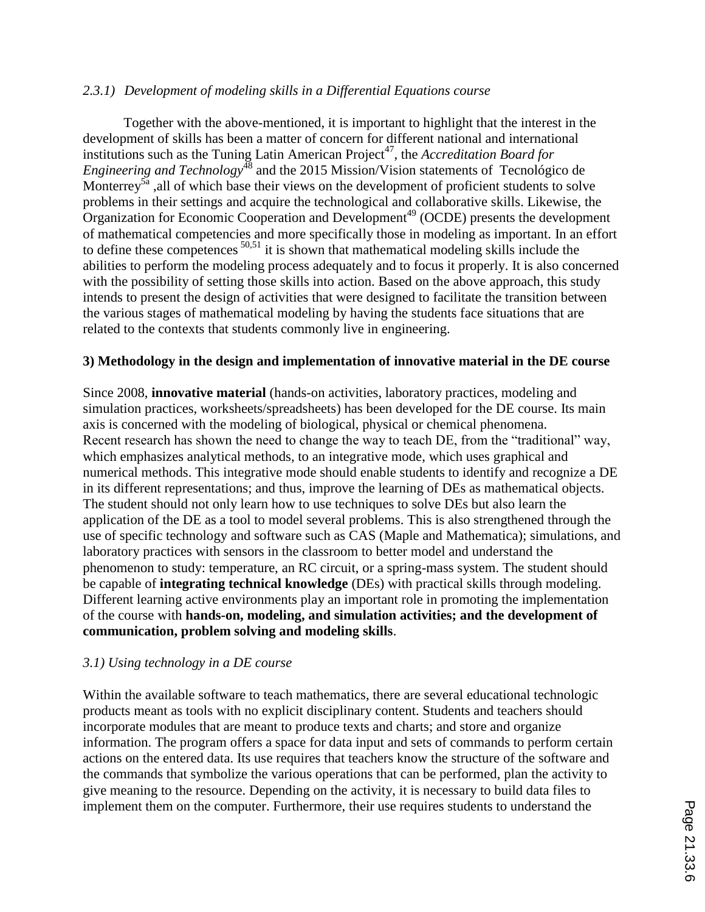*2.3.1) Development of modeling skills in a Differential Equations course*

Together with the above-mentioned, it is important to highlight that the interest in the development of skills has been a matter of concern for different national and international institutions such as the Tuning Latin American Project[47], the *Accreditation Board for Engineering and Technology*[48] and the 2015 Mission/Vision statements of Tecnológico de Monterrey[5a] ,all of which base their views on the development of proficient students to solve problems in their settings and acquire the technological and collaborative skills. Likewise, the Organization for Economic Cooperation and Development[49] (OCDE) presents the development of mathematical competencies and more specifically those in modeling as important. In an effort to define these competences [50,51] it is shown that mathematical modeling skills include the abilities to perform the modeling process adequately and to focus it properly. It is also concerned with the possibility of setting those skills into action. Based on the above approach, this study intends to present the design of activities that were designed to facilitate the transition between the various stages of mathematical modeling by having the students face situations that are related to the contexts that students commonly live in engineering.

## 3) Methodology in the design and implementation of innovative material in the DE course

Since 2008, **innovative material** (hands-on activities, laboratory practices, modeling and simulation practices, worksheets/spreadsheets) has been developed for the DE course. Its main axis is concerned with the modeling of biological, physical or chemical phenomena.
Recent research has shown the need to change the way to teach DE, from the "traditional" way, which emphasizes analytical methods, to an integrative mode, which uses graphical and numerical methods. This integrative mode should enable students to identify and recognize a DE in its different representations; and thus, improve the learning of DEs as mathematical objects. The student should not only learn how to use techniques to solve DEs but also learn the application of the DE as a tool to model several problems. This is also strengthened through the use of specific technology and software such as CAS (Maple and Mathematica); simulations, and laboratory practices with sensors in the classroom to better model and understand the phenomenon to study: temperature, an RC circuit, or a spring-mass system. The student should be capable of **integrating technical knowledge** (DEs) with practical skills through modeling. Different learning active environments play an important role in promoting the implementation of the course with **hands-on, modeling, and simulation activities; and the development of communication, problem solving and modeling skills**.

*3.1) Using technology in a DE course*

Within the available software to teach mathematics, there are several educational technologic products meant as tools with no explicit disciplinary content. Students and teachers should incorporate modules that are meant to produce texts and charts; and store and organize information. The program offers a space for data input and sets of commands to perform certain actions on the entered data. Its use requires that teachers know the structure of the software and the commands that symbolize the various operations that can be performed, plan the activity to give meaning to the resource. Depending on the activity, it is necessary to build data files to implement them on the computer. Furthermore, their use requires students to understand the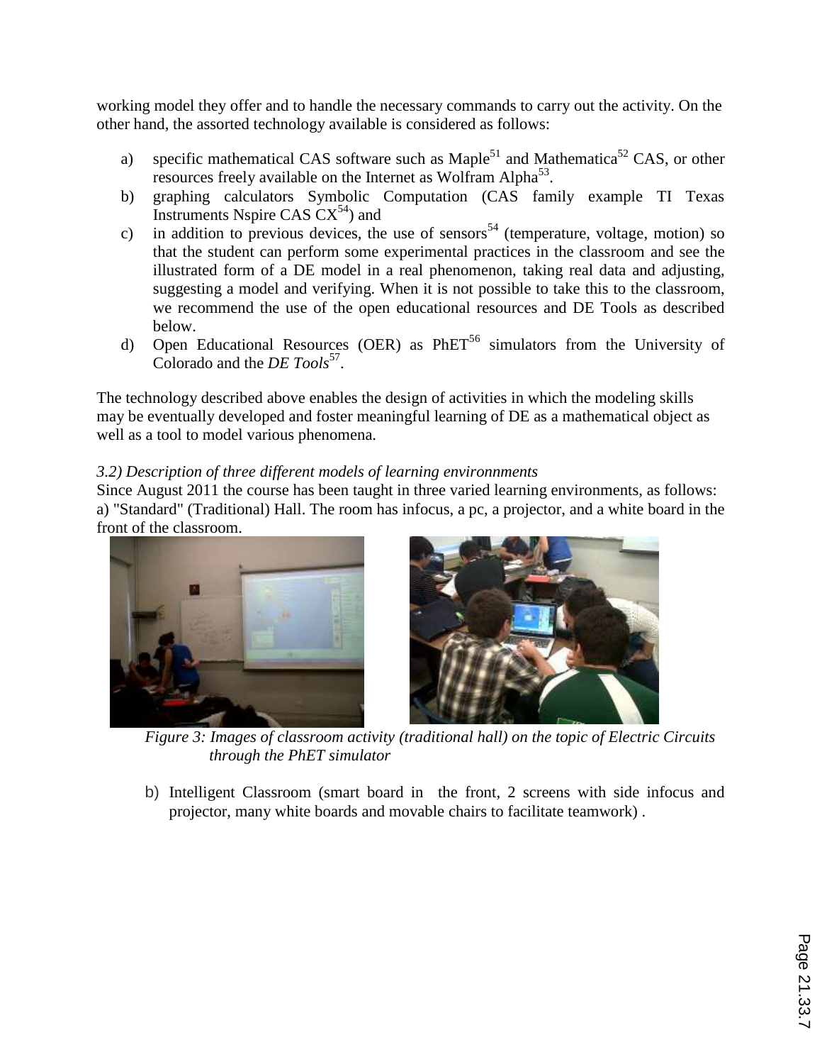working model they offer and to handle the necessary commands to carry out the activity. On the other hand, the assorted technology available is considered as follows:

a) specific mathematical CAS software such as Maple[51] and Mathematica[52] CAS, or other resources freely available on the Internet as Wolfram Alpha[53].
b) graphing calculators Symbolic Computation (CAS family example TI Texas Instruments Nspire CAS CX[54]) and
c) in addition to previous devices, the use of sensors[54] (temperature, voltage, motion) so that the student can perform some experimental practices in the classroom and see the illustrated form of a DE model in a real phenomenon, taking real data and adjusting, suggesting a model and verifying. When it is not possible to take this to the classroom, we recommend the use of the open educational resources and DE Tools as described below.
d) Open Educational Resources (OER) as PhET[56] simulators from the University of Colorado and the *DE Tools*[57].

The technology described above enables the design of activities in which the modeling skills may be eventually developed and foster meaningful learning of DE as a mathematical object as well as a tool to model various phenomena.

*3.2) Description of three different models of learning environnments*

Since August 2011 the course has been taught in three varied learning environments, as follows:
a) "Standard" (Traditional) Hall. The room has infocus, a pc, a projector, and a white board in the front of the classroom.

*Figure 3: Images of classroom activity (traditional hall) on the topic of Electric Circuits through the PhET simulator*

b) Intelligent Classroom (smart board in the front, 2 screens with side infocus and projector, many white boards and movable chairs to facilitate teamwork) .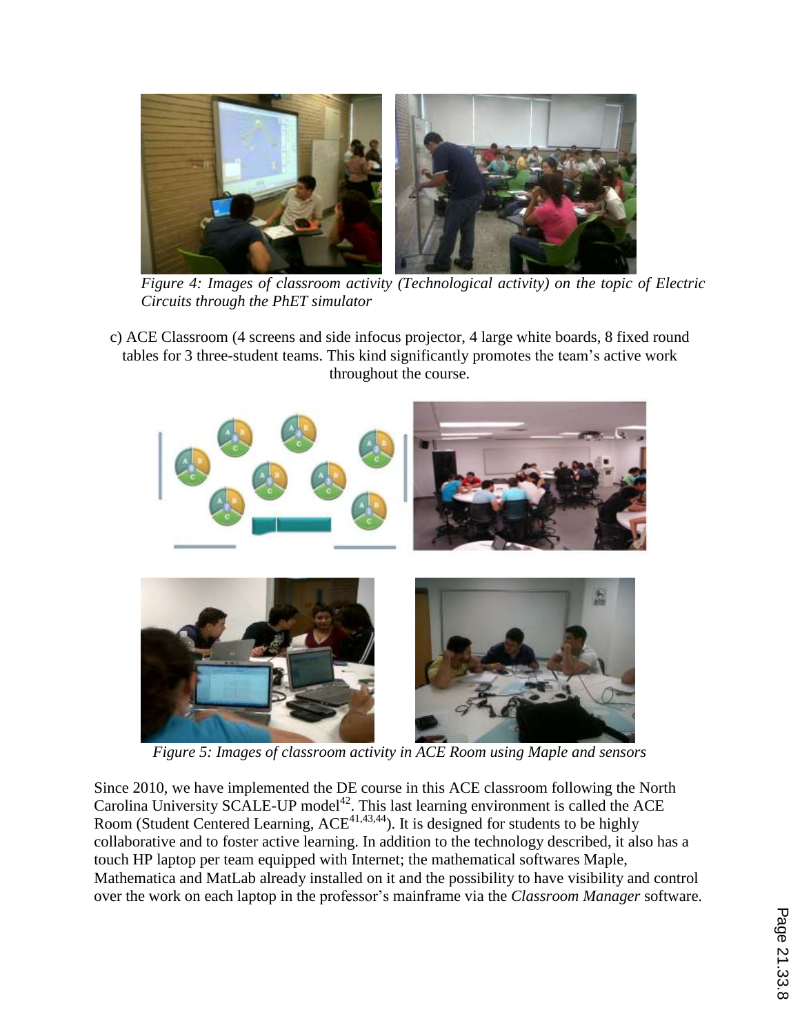*Figure 4: Images of classroom activity (Technological activity) on the topic of Electric Circuits through the PhET simulator*

c) ACE Classroom (4 screens and side infocus projector, 4 large white boards, 8 fixed round tables for 3 three-student teams. This kind significantly promotes the team's active work throughout the course.

*Figure 5: Images of classroom activity in ACE Room using Maple and sensors*

Since 2010, we have implemented the DE course in this ACE classroom following the North Carolina University SCALE-UP model[42]. This last learning environment is called the ACE Room (Student Centered Learning, ACE[41,43,44]). It is designed for students to be highly collaborative and to foster active learning. In addition to the technology described, it also has a touch HP laptop per team equipped with Internet; the mathematical softwares Maple, Mathematica and MatLab already installed on it and the possibility to have visibility and control over the work on each laptop in the professor's mainframe via the *Classroom Manager* software.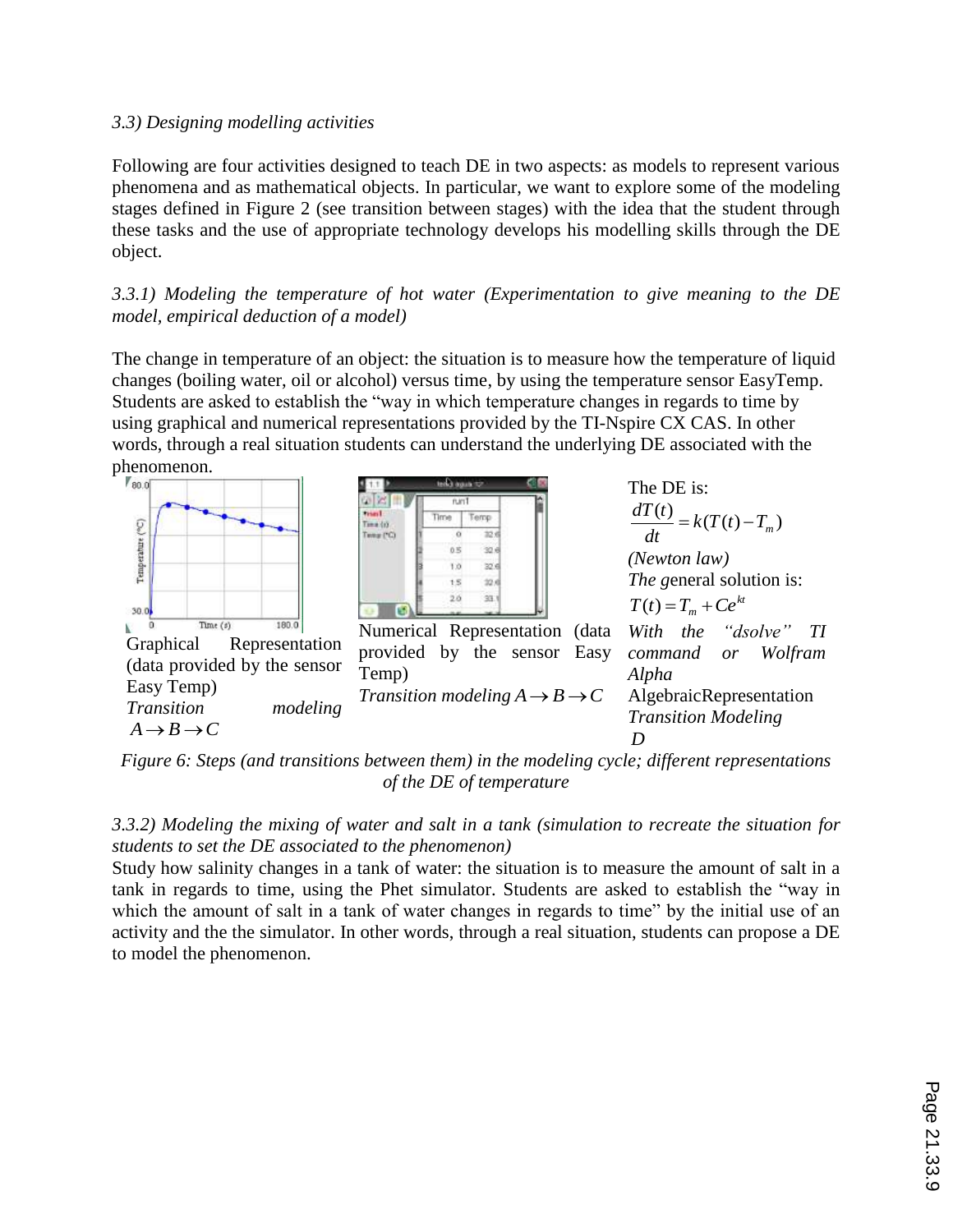*3.3) Designing modelling activities*

Following are four activities designed to teach DE in two aspects: as models to represent various phenomena and as mathematical objects. In particular, we want to explore some of the modeling stages defined in Figure 2 (see transition between stages) with the idea that the student through these tasks and the use of appropriate technology develops his modelling skills through the DE object.

*3.3.1) Modeling the temperature of hot water (Experimentation to give meaning to the DE model, empirical deduction of a model)*

The change in temperature of an object: the situation is to measure how the temperature of liquid changes (boiling water, oil or alcohol) versus time, by using the temperature sensor EasyTemp. Students are asked to establish the "way in which temperature changes in regards to time by using graphical and numerical representations provided by the TI-Nspire CX CAS. In other words, through a real situation students can understand the underlying DE associated with the phenomenon.

Graphical Representation (data provided by the sensor Easy Temp)
*Transition modeling* $A \rightarrow B \rightarrow C$

Numerical Representation (data provided by the sensor Easy Temp)
*Transition modeling* $A \rightarrow B \rightarrow C$

The DE is:

$$\frac{dT(t)}{dt} = k(T(t) - T_m)$$

*(Newton law)*

*The* general solution is:

$$T(t) = T_m + Ce^{kt}$$

*With the "dsolve" TI command or Wolfram Alpha*

AlgebraicRepresentation
*Transition Modeling*
*D*

*Figure 6: Steps (and transitions between them) in the modeling cycle; different representations of the DE of temperature*

*3.3.2) Modeling the mixing of water and salt in a tank (simulation to recreate the situation for students to set the DE associated to the phenomenon)*

Study how salinity changes in a tank of water: the situation is to measure the amount of salt in a tank in regards to time, using the Phet simulator. Students are asked to establish the "way in which the amount of salt in a tank of water changes in regards to time" by the initial use of an activity and the the simulator. In other words, through a real situation, students can propose a DE to model the phenomenon.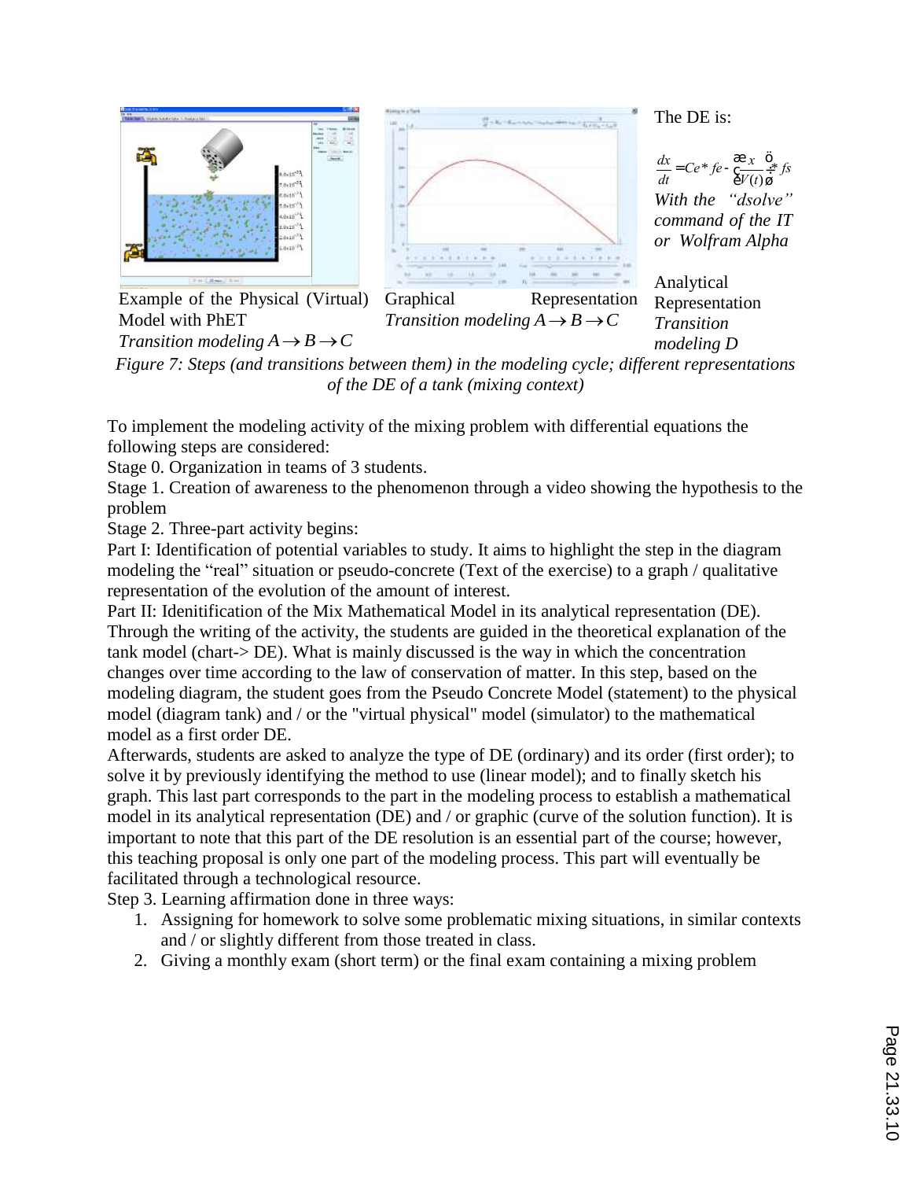| Example of the Physical (Virtual) Model with PhET<br>*Transition modeling* $A \rightarrow B \rightarrow C$ | Graphical Representation<br>*Transition modeling* $A \rightarrow B \rightarrow C$ | The DE is:<br>$\frac{dx}{dt} = Ce * fe - \left(\frac{x}{V(t)}\right) * fs$<br>*With the "dsolve" command of the IT or Wolfram Alpha*<br>Analytical Representation<br>*Transition modeling D* |
|---|---|---|

*Figure 7: Steps (and transitions between them) in the modeling cycle; different representations of the DE of a tank (mixing context)*

To implement the modeling activity of the mixing problem with differential equations the following steps are considered:

Stage 0. Organization in teams of 3 students.

Stage 1. Creation of awareness to the phenomenon through a video showing the hypothesis to the problem

Stage 2. Three-part activity begins:

Part I: Identification of potential variables to study. It aims to highlight the step in the diagram modeling the "real" situation or pseudo-concrete (Text of the exercise) to a graph / qualitative representation of the evolution of the amount of interest.

Part II: Idenitification of the Mix Mathematical Model in its analytical representation (DE). Through the writing of the activity, the students are guided in the theoretical explanation of the tank model (chart-> DE). What is mainly discussed is the way in which the concentration changes over time according to the law of conservation of matter. In this step, based on the modeling diagram, the student goes from the Pseudo Concrete Model (statement) to the physical model (diagram tank) and / or the "virtual physical" model (simulator) to the mathematical model as a first order DE.

Afterwards, students are asked to analyze the type of DE (ordinary) and its order (first order); to solve it by previously identifying the method to use (linear model); and to finally sketch his graph. This last part corresponds to the part in the modeling process to establish a mathematical model in its analytical representation (DE) and / or graphic (curve of the solution function). It is important to note that this part of the DE resolution is an essential part of the course; however, this teaching proposal is only one part of the modeling process. This part will eventually be facilitated through a technological resource.

Step 3. Learning affirmation done in three ways:

1. Assigning for homework to solve some problematic mixing situations, in similar contexts and / or slightly different from those treated in class.
2. Giving a monthly exam (short term) or the final exam containing a mixing problem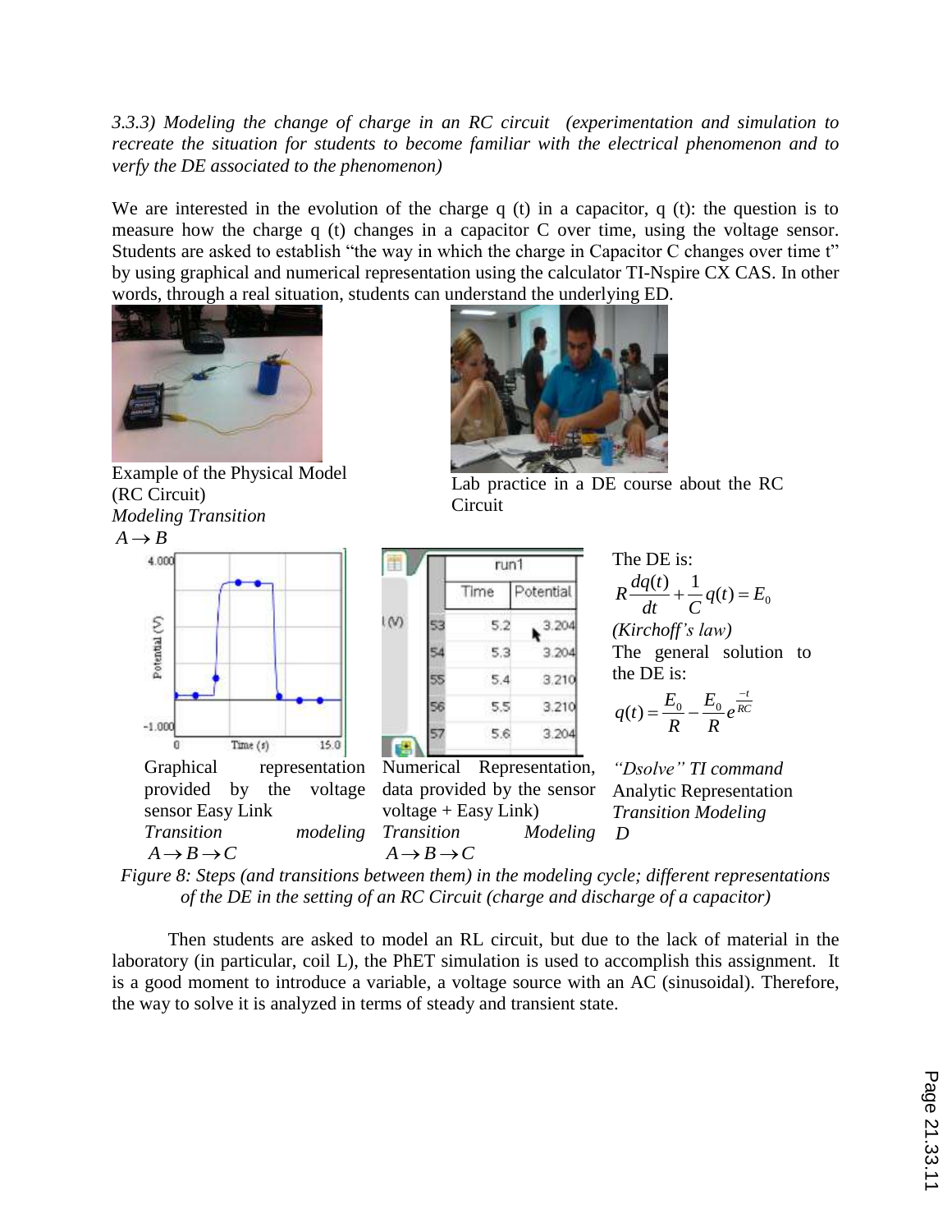*3.3.3) Modeling the change of charge in an RC circuit (experimentation and simulation to recreate the situation for students to become familiar with the electrical phenomenon and to verfy the DE associated to the phenomenon)*

We are interested in the evolution of the charge q (t) in a capacitor, q (t): the question is to measure how the charge q (t) changes in a capacitor C over time, using the voltage sensor. Students are asked to establish "the way in which the charge in Capacitor C changes over time t" by using graphical and numerical representation using the calculator TI-Nspire CX CAS. In other words, through a real situation, students can understand the underlying ED.

Example of the Physical Model (RC Circuit)
*Modeling Transition*
$A \rightarrow B$

Lab practice in a DE course about the RC Circuit

Graphical representation provided by the voltage sensor Easy Link
*Transition modeling*
$A \rightarrow B \rightarrow C$

| | Time | Potential |
|---|---|---|
| 53 | 5.2 | 3.204 |
| 54 | 5.3 | 3.204 |
| 55 | 5.4 | 3.210 |
| 56 | 5.5 | 3.210 |
| 57 | 5.6 | 3.204 |

Numerical Representation, data provided by the sensor voltage + Easy Link)
*Transition Modeling*
$A \rightarrow B \rightarrow C$

The DE is:

$$R\frac{dq(t)}{dt} + \frac{1}{C}q(t) = E_0$$

*(Kirchoff's law)*

The general solution to the DE is:

$$q(t) = \frac{E_0}{R} - \frac{E_0}{R}e^{\frac{-t}{RC}}$$

*"Dsolve" TI command*
Analytic Representation
*Transition Modeling*
$D$

*Figure 8: Steps (and transitions between them) in the modeling cycle; different representations of the DE in the setting of an RC Circuit (charge and discharge of a capacitor)*

Then students are asked to model an RL circuit, but due to the lack of material in the laboratory (in particular, coil L), the PhET simulation is used to accomplish this assignment. It is a good moment to introduce a variable, a voltage source with an AC (sinusoidal). Therefore, the way to solve it is analyzed in terms of steady and transient state.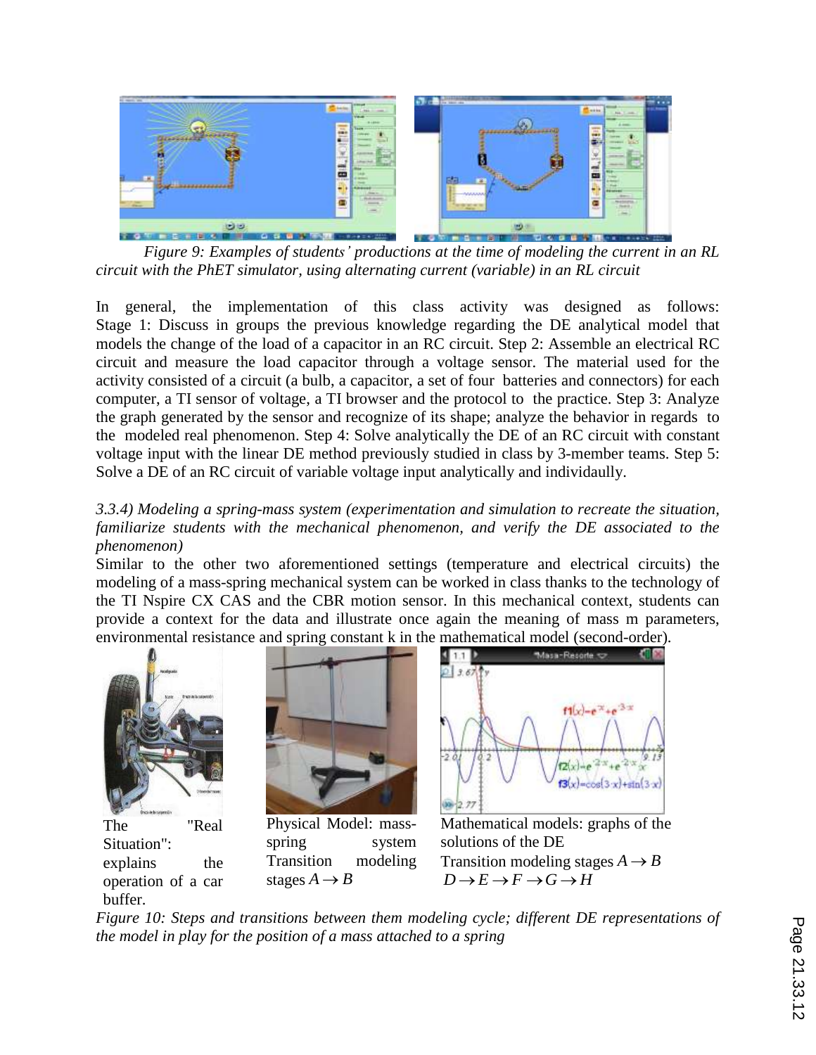*Figure 9: Examples of students' productions at the time of modeling the current in an RL circuit with the PhET simulator, using alternating current (variable) in an RL circuit*

In general, the implementation of this class activity was designed as follows: Stage 1: Discuss in groups the previous knowledge regarding the DE analytical model that models the change of the load of a capacitor in an RC circuit. Step 2: Assemble an electrical RC circuit and measure the load capacitor through a voltage sensor. The material used for the activity consisted of a circuit (a bulb, a capacitor, a set of four batteries and connectors) for each computer, a TI sensor of voltage, a TI browser and the protocol to the practice. Step 3: Analyze the graph generated by the sensor and recognize of its shape; analyze the behavior in regards to the modeled real phenomenon. Step 4: Solve analytically the DE of an RC circuit with constant voltage input with the linear DE method previously studied in class by 3-member teams. Step 5: Solve a DE of an RC circuit of variable voltage input analytically and individaully.

*3.3.4) Modeling a spring-mass system (experimentation and simulation to recreate the situation, familiarize students with the mechanical phenomenon, and verify the DE associated to the phenomenon)*

Similar to the other two aforementioned settings (temperature and electrical circuits) the modeling of a mass-spring mechanical system can be worked in class thanks to the technology of the TI Nspire CX CAS and the CBR motion sensor. In this mechanical context, students can provide a context for the data and illustrate once again the meaning of mass m parameters, environmental resistance and spring constant k in the mathematical model (second-order).

The "Real Situation": explains the operation of a car buffer.

Physical Model: mass-spring system Transition modeling stages $A \rightarrow B$

Mathematical models: graphs of the solutions of the DE Transition modeling stages $A \rightarrow B$ $D \rightarrow E \rightarrow F \rightarrow G \rightarrow H$

*Figure 10: Steps and transitions between them modeling cycle; different DE representations of the model in play for the position of a mass attached to a spring*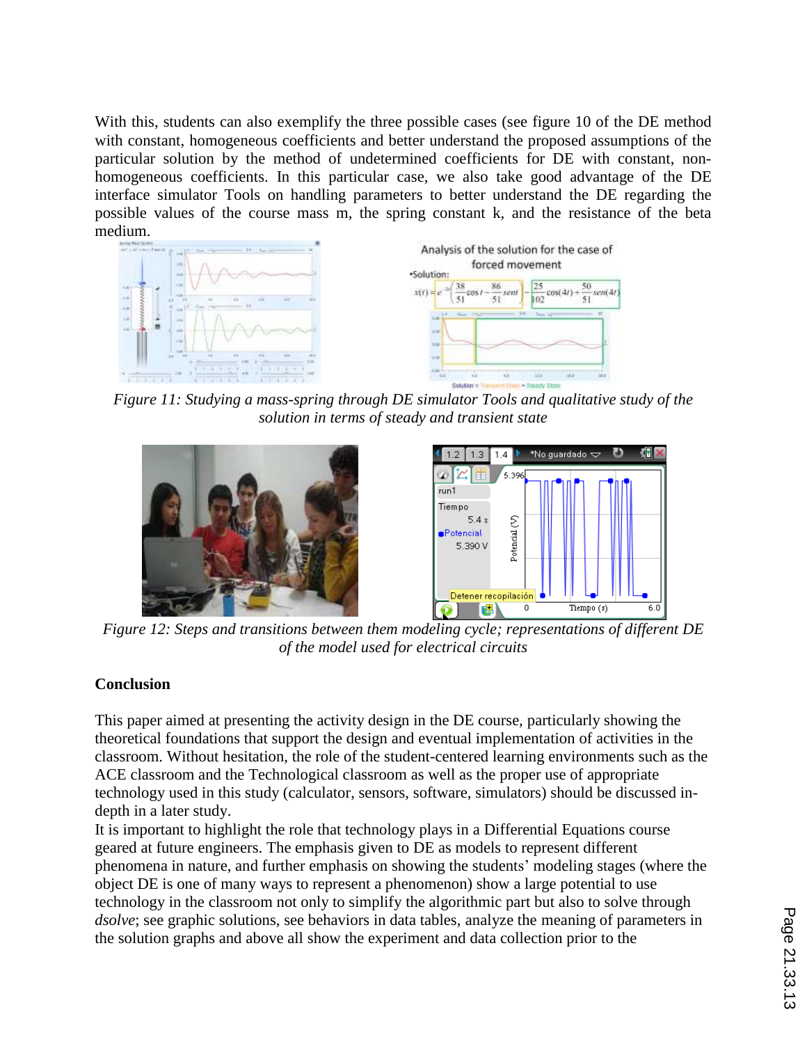With this, students can also exemplify the three possible cases (see figure 10 of the DE method with constant, homogeneous coefficients and better understand the proposed assumptions of the particular solution by the method of undetermined coefficients for DE with constant, non-homogeneous coefficients. In this particular case, we also take good advantage of the DE interface simulator Tools on handling parameters to better understand the DE regarding the possible values of the course mass m, the spring constant k, and the resistance of the beta medium.

*Figure 11: Studying a mass-spring through DE simulator Tools and qualitative study of the solution in terms of steady and transient state*

*Figure 12: Steps and transitions between them modeling cycle; representations of different DE of the model used for electrical circuits*

**Conclusion**

This paper aimed at presenting the activity design in the DE course, particularly showing the theoretical foundations that support the design and eventual implementation of activities in the classroom. Without hesitation, the role of the student-centered learning environments such as the ACE classroom and the Technological classroom as well as the proper use of appropriate technology used in this study (calculator, sensors, software, simulators) should be discussed in-depth in a later study.

It is important to highlight the role that technology plays in a Differential Equations course geared at future engineers. The emphasis given to DE as models to represent different phenomena in nature, and further emphasis on showing the students' modeling stages (where the object DE is one of many ways to represent a phenomenon) show a large potential to use technology in the classroom not only to simplify the algorithmic part but also to solve through *dsolve*; see graphic solutions, see behaviors in data tables, analyze the meaning of parameters in the solution graphs and above all show the experiment and data collection prior to the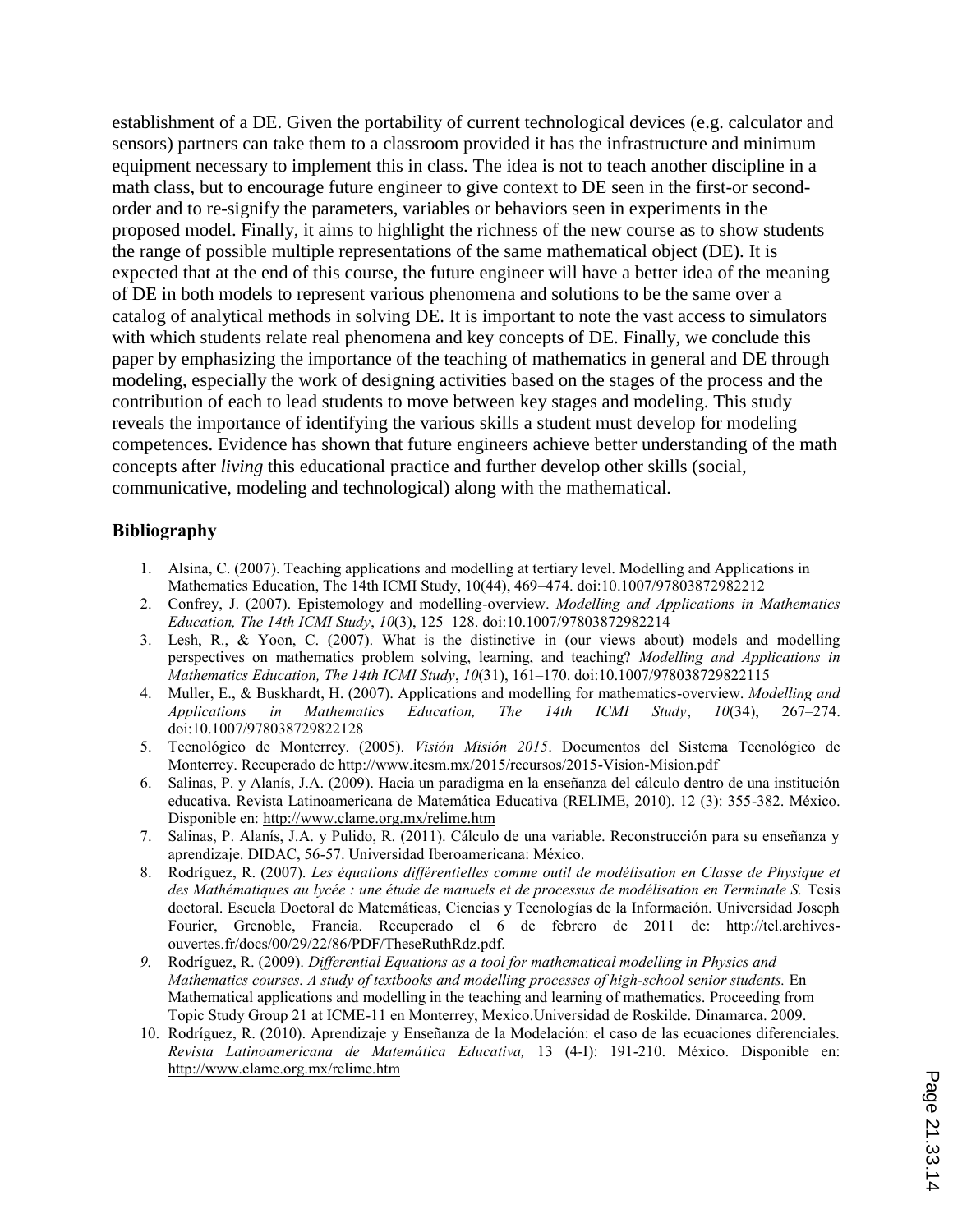establishment of a DE. Given the portability of current technological devices (e.g. calculator and sensors) partners can take them to a classroom provided it has the infrastructure and minimum equipment necessary to implement this in class. The idea is not to teach another discipline in a math class, but to encourage future engineer to give context to DE seen in the first-or second-order and to re-signify the parameters, variables or behaviors seen in experiments in the proposed model. Finally, it aims to highlight the richness of the new course as to show students the range of possible multiple representations of the same mathematical object (DE). It is expected that at the end of this course, the future engineer will have a better idea of the meaning of DE in both models to represent various phenomena and solutions to be the same over a catalog of analytical methods in solving DE. It is important to note the vast access to simulators with which students relate real phenomena and key concepts of DE. Finally, we conclude this paper by emphasizing the importance of the teaching of mathematics in general and DE through modeling, especially the work of designing activities based on the stages of the process and the contribution of each to lead students to move between key stages and modeling. This study reveals the importance of identifying the various skills a student must develop for modeling competences. Evidence has shown that future engineers achieve better understanding of the math concepts after *living* this educational practice and further develop other skills (social, communicative, modeling and technological) along with the mathematical.

## Bibliography

1. Alsina, C. (2007). Teaching applications and modelling at tertiary level. Modelling and Applications in Mathematics Education, The 14th ICMI Study, 10(44), 469–474. doi:10.1007/97803872982212
2. Confrey, J. (2007). Epistemology and modelling-overview. *Modelling and Applications in Mathematics Education, The 14th ICMI Study*, *10*(3), 125–128. doi:10.1007/97803872982214
3. Lesh, R., & Yoon, C. (2007). What is the distinctive in (our views about) models and modelling perspectives on mathematics problem solving, learning, and teaching? *Modelling and Applications in Mathematics Education, The 14th ICMI Study*, *10*(31), 161–170. doi:10.1007/978038729822115
4. Muller, E., & Buskhardt, H. (2007). Applications and modelling for mathematics-overview. *Modelling and Applications in Mathematics Education, The 14th ICMI Study*, *10*(34), 267–274. doi:10.1007/978038729822128
5. Tecnológico de Monterrey. (2005). *Visión Misión 2015*. Documentos del Sistema Tecnológico de Monterrey. Recuperado de http://www.itesm.mx/2015/recursos/2015-Vision-Mision.pdf
6. Salinas, P. y Alanís, J.A. (2009). Hacia un paradigma en la enseñanza del cálculo dentro de una institución educativa. Revista Latinoamericana de Matemática Educativa (RELIME, 2010). 12 (3): 355-382. México. Disponible en: http://www.clame.org.mx/relime.htm
7. Salinas, P. Alanís, J.A. y Pulido, R. (2011). Cálculo de una variable. Reconstrucción para su enseñanza y aprendizaje. DIDAC, 56-57. Universidad Iberoamericana: México.
8. Rodríguez, R. (2007). *Les équations différentielles comme outil de modélisation en Classe de Physique et des Mathématiques au lycée : une étude de manuels et de processus de modélisation en Terminale S.* Tesis doctoral. Escuela Doctoral de Matemáticas, Ciencias y Tecnologías de la Información. Universidad Joseph Fourier, Grenoble, Francia. Recuperado el 6 de febrero de 2011 de: http://tel.archives-ouvertes.fr/docs/00/29/22/86/PDF/TheseRuthRdz.pdf.
9. Rodríguez, R. (2009). *Differential Equations as a tool for mathematical modelling in Physics and Mathematics courses. A study of textbooks and modelling processes of high-school senior students.* En Mathematical applications and modelling in the teaching and learning of mathematics. Proceeding from Topic Study Group 21 at ICME-11 en Monterrey, Mexico.Universidad de Roskilde. Dinamarca. 2009.
10. Rodríguez, R. (2010). Aprendizaje y Enseñanza de la Modelación: el caso de las ecuaciones diferenciales. *Revista Latinoamericana de Matemática Educativa,* 13 (4-I): 191-210. México. Disponible en: http://www.clame.org.mx/relime.htm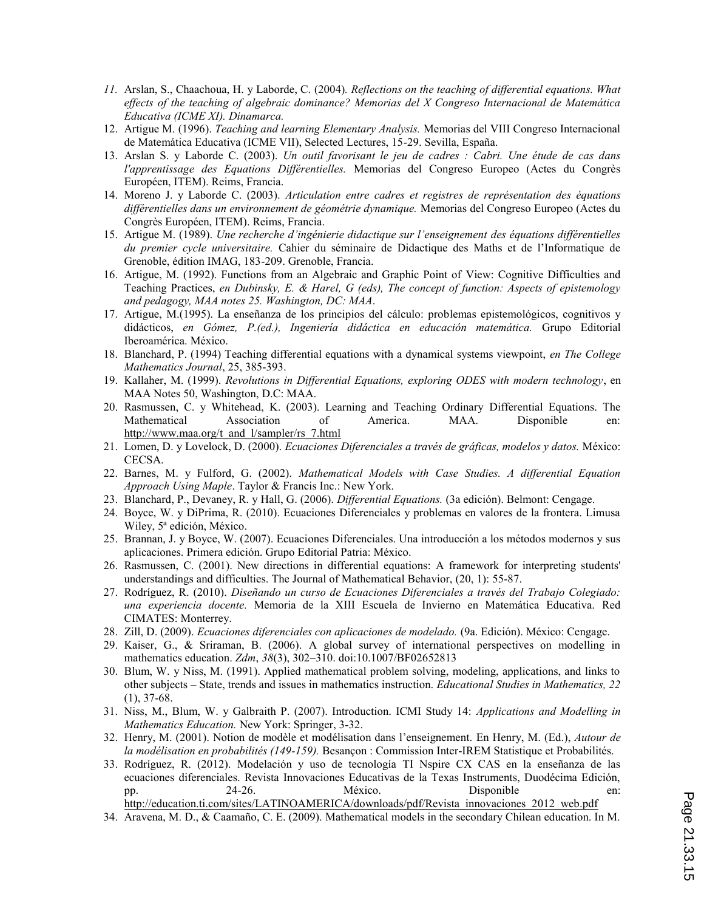11. Arslan, S., Chaachoua, H. y Laborde, C. (2004). *Reflections on the teaching of differential equations. What effects of the teaching of algebraic dominance? Memorias del X Congreso Internacional de Matemática Educativa (ICME XI). Dinamarca.*
12. Artigue M. (1996). *Teaching and learning Elementary Analysis.* Memorias del VIII Congreso Internacional de Matemática Educativa (ICME VII), Selected Lectures, 15-29. Sevilla, España.
13. Arslan S. y Laborde C. (2003). *Un outil favorisant le jeu de cadres : Cabri. Une étude de cas dans l'apprentissage des Equations Différentielles.* Memorias del Congreso Europeo (Actes du Congrès Européen, ITEM). Reims, Francia.
14. Moreno J. y Laborde C. (2003). *Articulation entre cadres et registres de représentation des équations différentielles dans un environnement de géométrie dynamique.* Memorias del Congreso Europeo (Actes du Congrès Européen, ITEM). Reims, Francia.
15. Artigue M. (1989). *Une recherche d'ingénierie didactique sur l'enseignement des équations différentielles du premier cycle universitaire.* Cahier du séminaire de Didactique des Maths et de l'Informatique de Grenoble, édition IMAG, 183-209. Grenoble, Francia.
16. Artigue, M. (1992). Functions from an Algebraic and Graphic Point of View: Cognitive Difficulties and Teaching Practices, *en Dubinsky, E. & Harel, G (eds), The concept of function: Aspects of epistemology and pedagogy, MAA notes 25. Washington, DC: MAA*.
17. Artigue, M.(1995). La enseñanza de los principios del cálculo: problemas epistemológicos, cognitivos y didácticos, *en Gómez, P.(ed.), Ingeniería didáctica en educación matemática.* Grupo Editorial Iberoamérica. México.
18. Blanchard, P. (1994) Teaching differential equations with a dynamical systems viewpoint, *en The College Mathematics Journal*, 25, 385-393.
19. Kallaher, M. (1999). *Revolutions in Differential Equations, exploring ODES with modern technology*, en MAA Notes 50, Washington, D.C: MAA.
20. Rasmussen, C. y Whitehead, K. (2003). Learning and Teaching Ordinary Differential Equations. The Mathematical Association of America. MAA. Disponible en: http://www.maa.org/t_and_l/sampler/rs_7.html
21. Lomen, D. y Lovelock, D. (2000). *Ecuaciones Diferenciales a través de gráficas, modelos y datos.* México: CECSA.
22. Barnes, M. y Fulford, G. (2002). *Mathematical Models with Case Studies. A differential Equation Approach Using Maple*. Taylor & Francis Inc.: New York.
23. Blanchard, P., Devaney, R. y Hall, G. (2006). *Differential Equations.* (3a edición). Belmont: Cengage.
24. Boyce, W. y DiPrima, R. (2010). Ecuaciones Diferenciales y problemas en valores de la frontera. Limusa Wiley, 5ª edición, México.
25. Brannan, J. y Boyce, W. (2007). Ecuaciones Diferenciales. Una introducción a los métodos modernos y sus aplicaciones. Primera edición. Grupo Editorial Patria: México.
26. Rasmussen, C. (2001). New directions in differential equations: A framework for interpreting students' understandings and difficulties. The Journal of Mathematical Behavior, (20, 1): 55-87.
27. Rodríguez, R. (2010). *Diseñando un curso de Ecuaciones Diferenciales a través del Trabajo Colegiado: una experiencia docente.* Memoria de la XIII Escuela de Invierno en Matemática Educativa. Red CIMATES: Monterrey.
28. Zill, D. (2009). *Ecuaciones diferenciales con aplicaciones de modelado.* (9a. Edición). México: Cengage.
29. Kaiser, G., & Sriraman, B. (2006). A global survey of international perspectives on modelling in mathematics education. *Zdm*, *38*(3), 302–310. doi:10.1007/BF02652813
30. Blum, W. y Niss, M. (1991). Applied mathematical problem solving, modeling, applications, and links to other subjects – State, trends and issues in mathematics instruction. *Educational Studies in Mathematics, 22* (1), 37-68.
31. Niss, M., Blum, W. y Galbraith P. (2007). Introduction. ICMI Study 14: *Applications and Modelling in Mathematics Education.* New York: Springer, 3-32.
32. Henry, M. (2001). Notion de modèle et modélisation dans l'enseignement. En Henry, M. (Ed.), *Autour de la modélisation en probabilités (149-159).* Besançon : Commission Inter-IREM Statistique et Probabilités.
33. Rodríguez, R. (2012). Modelación y uso de tecnología TI Nspire CX CAS en la enseñanza de las ecuaciones diferenciales. Revista Innovaciones Educativas de la Texas Instruments, Duodécima Edición, pp. 24-26. México. Disponible en: http://education.ti.com/sites/LATINOAMERICA/downloads/pdf/Revista_innovaciones_2012_web.pdf
34. Aravena, M. D., & Caamaño, C. E. (2009). Mathematical models in the secondary Chilean education. In M.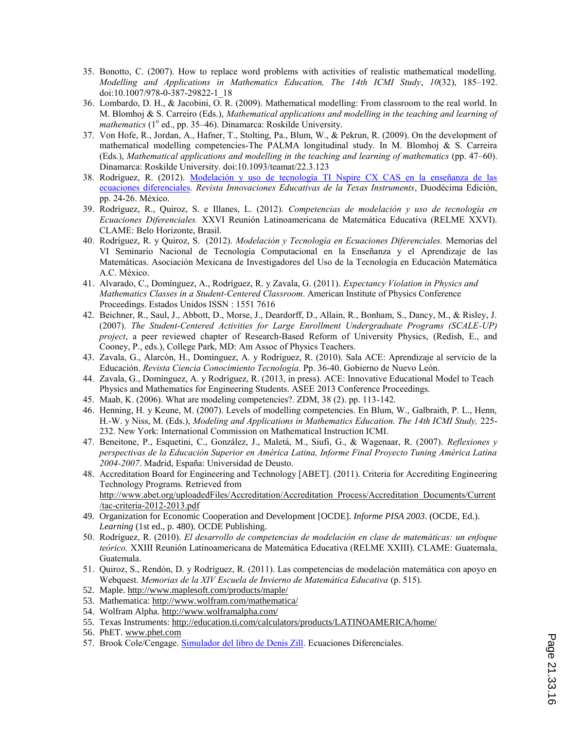35. Bonotto, C. (2007). How to replace word problems with activities of realistic mathematical modelling. *Modelling and Applications in Mathematics Education, The 14th ICMI Study*, *10*(32), 185–192. doi:10.1007/978-0-387-29822-1_18
36. Lombardo, D. H., & Jacobini, O. R. (2009). Mathematical modelling: From classroom to the real world. In M. Blomhoj & S. Carreiro (Eds.), *Mathematical applications and modelling in the teaching and learning of mathematics* (1º ed., pp. 35–46). Dinamarca: Roskilde University.
37. Von Hofe, R., Jordan, A., Hafner, T., Stolting, Pa., Blum, W., & Pekrun, R. (2009). On the development of mathematical modelling competencies-The PALMA longitudinal study. In M. Blomhoj & S. Carreira (Eds.), *Mathematical applications and modelling in the teaching and learning of mathematics* (pp. 47–60). Dinamarca: Roskilde University. doi:10.1093/teamat/22.3.123
38. Rodríguez, R. (2012). Modelación y uso de tecnología TI Nspire CX CAS en la enseñanza de las ecuaciones diferenciales. *Revista Innovaciones Educativas de la Texas Instruments*, Duodécima Edición, pp. 24-26. México.
39. Rodríguez, R., Quiroz, S. e Illanes, L. (2012). *Competencias de modelación y uso de tecnología en Ecuaciones Diferenciales.* XXVI Reunión Latinoamericana de Matemática Educativa (RELME XXVI). CLAME: Belo Horizonte, Brasil.
40. Rodríguez, R. y Quiroz, S. (2012). *Modelación y Tecnología en Ecuaciones Diferenciales.* Memorias del VI Seminario Nacional de Tecnología Computacional en la Enseñanza y el Aprendizaje de las Matemáticas. Asociación Mexicana de Investigadores del Uso de la Tecnología en Educación Matemática A.C. México.
41. Alvarado, C., Domínguez, A., Rodríguez, R. y Zavala, G. (2011). *Expectancy Violation in Physics and Mathematics Classes in a Student-Centered Classroom*. American Institute of Physics Conference Proceedings. Estados Unidos ISSN : 1551 7616
42. Beichner, R., Saul, J., Abbott, D., Morse, J., Deardorff, D., Allain, R., Bonham, S., Dancy, M., & Risley, J. (2007). *The Student-Centered Activities for Large Enrollment Undergraduate Programs (SCALE-UP) project*, a peer reviewed chapter of Research-Based Reform of University Physics, (Redish, E., and Cooney, P., eds.), College Park, MD: Am Assoc of Physics Teachers.
43. Zavala, G., Alarcón, H., Domínguez, A. y Rodríguez, R. (2010). Sala ACE: Aprendizaje al servicio de la Educación. *Revista Ciencia Conocimiento Tecnología.* Pp. 36-40. Gobierno de Nuevo León.
44. Zavala, G., Domínguez, A. y Rodríguez, R. (2013, in press). ACE: Innovative Educational Model to Teach Physics and Mathematics for Engineering Students. ASEE 2013 Conference Proceedings.
45. Maab, K. (2006). What are modeling competencies?. ZDM, 38 (2). pp. 113-142.
46. Henning, H. y Keune, M. (2007). Levels of modelling competencies. En Blum, W., Galbraith, P. L., Henn, H.-W. y Niss, M. (Eds.), *Modeling and Applications in Mathematics Education. The 14th ICMI Study,* 225-232. New York: International Commission on Mathematical Instruction ICMI.
47. Beneitone, P., Esquetini, C., González, J., Maletá, M., Siufi, G., & Wagenaar, R. (2007). *Reflexiones y perspectivas de la Educación Superior en América Latina, Informe Final Proyecto Tuning América Latina 2004-2007*. Madrid, España: Universidad de Deusto.
48. Accreditation Board for Engineering and Technology [ABET]. (2011). Criteria for Accrediting Engineering Technology Programs. Retrieved from http://www.abet.org/uploadedFiles/Accreditation/Accreditation_Process/Accreditation_Documents/Current/tac-criteria-2012-2013.pdf
49. Organization for Economic Cooperation and Development [OCDE]. *Informe PISA 2003*. (OCDE, Ed.). *Learning* (1st ed., p. 480). OCDE Publishing.
50. Rodríguez, R. (2010). *El desarrollo de competencias de modelación en clase de matemáticas: un enfoque teórico.* XXIII Reunión Latinoamericana de Matemática Educativa (RELME XXIII). CLAME: Guatemala, Guatemala.
51. Quiroz, S., Rendón, D. y Rodríguez, R. (2011). Las competencias de modelación matemática con apoyo en Webquest. *Memorias de la XIV Escuela de Invierno de Matemática Educativa* (p. 515).
52. Maple. http://www.maplesoft.com/products/maple/
53. Mathematica: http://www.wolfram.com/mathematica/
54. Wolfram Alpha. http://www.wolframalpha.com/
55. Texas Instruments: http://education.ti.com/calculators/products/LATINOAMERICA/home/
56. PhET. www.phet.com
57. Brook Cole/Cengage. Simulador del libro de Denis Zill. Ecuaciones Diferenciales.